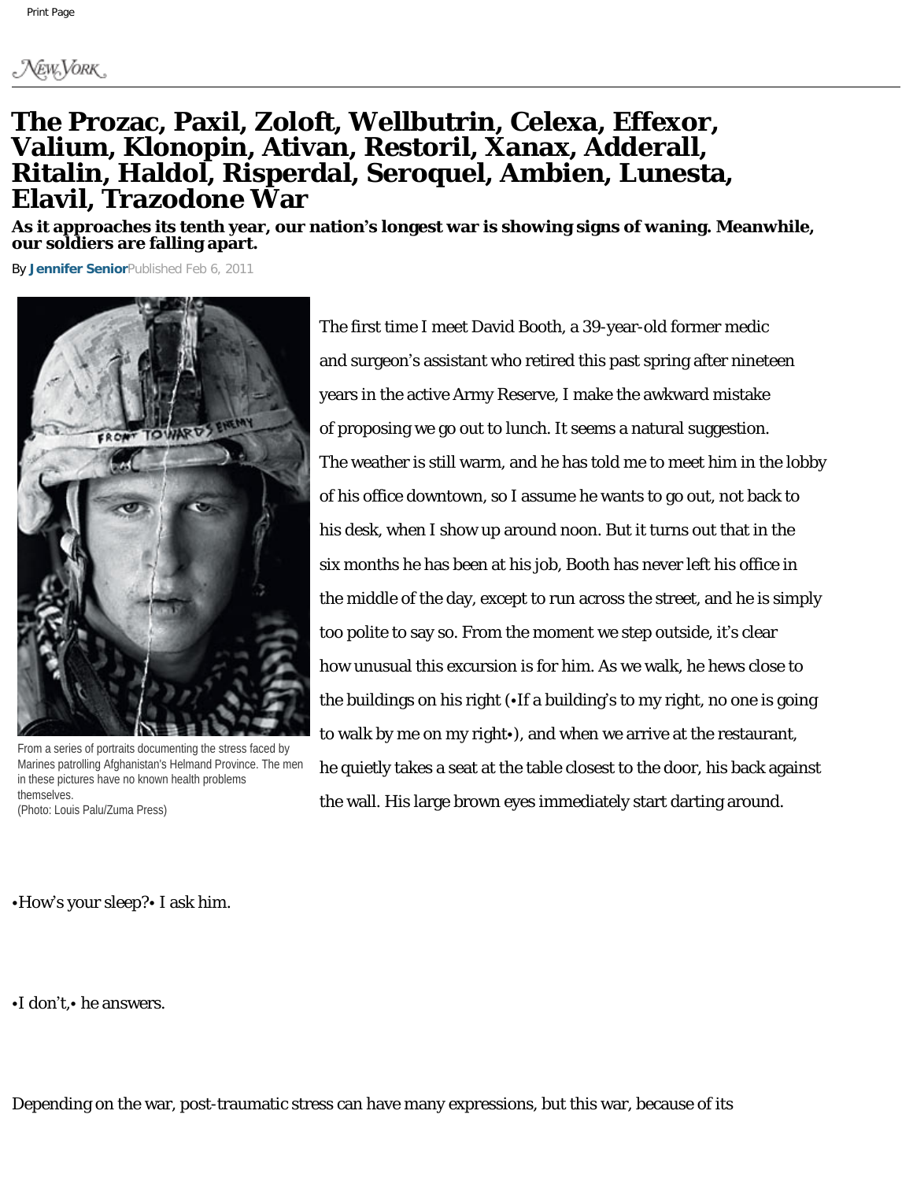# The Prozac, Paxil, Zoloft, Wellbutrin, Celexa, Effexor, Valium, Klonopin, Ativan, Restoril, Xanax, Adderall, Ritalin, Haldol, Risperdal, Seroquel, Ambien, Lunesta, Elavil, Trazodone War

**As it approaches its tenth year, our nation's longest war is showing signs of waning. Meanwhile, our soldiers are falling apart.**

By **Jennifer Senior** Published Feb 6, 2011

From a series of portraits documenting the stress faced by Marines patrolling Afghanistan's Helmand Province. The men in these pictures have no known health problems themselves.
(Photo: Louis Palu/Zuma Press)

The first time I meet David Booth, a 39-year-old former medic and surgeon's assistant who retired this past spring after nineteen years in the active Army Reserve, I make the awkward mistake of proposing we go out to lunch. It seems a natural suggestion. The weather is still warm, and he has told me to meet him in the lobby of his office downtown, so I assume he wants to go out, not back to his desk, when I show up around noon. But it turns out that in the six months he has been at his job, Booth has never left his office in the middle of the day, except to run across the street, and he is simply too polite to say so. From the moment we step outside, it's clear how unusual this excursion is for him. As we walk, he hews close to the buildings on his right (•If a building's to my right, no one is going to walk by me on my right•), and when we arrive at the restaurant, he quietly takes a seat at the table closest to the door, his back against the wall. His large brown eyes immediately start darting around.

•How's your sleep?• I ask him.

•I don't,• he answers.

Depending on the war, post-traumatic stress can have many expressions, but this war, because of its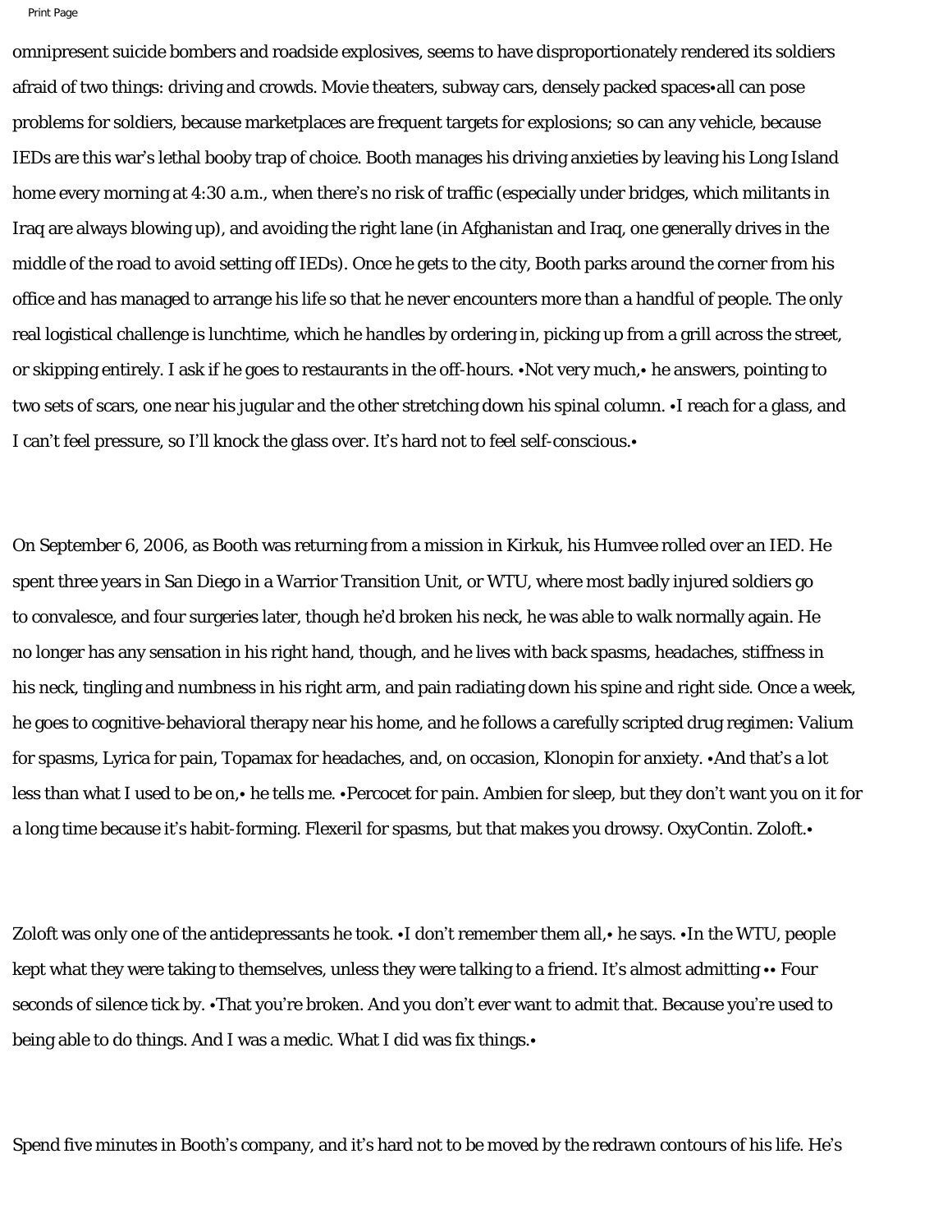omnipresent suicide bombers and roadside explosives, seems to have disproportionately rendered its soldiers afraid of two things: driving and crowds. Movie theaters, subway cars, densely packed spaces•all can pose problems for soldiers, because marketplaces are frequent targets for explosions; so can any vehicle, because IEDs are this war's lethal booby trap of choice. Booth manages his driving anxieties by leaving his Long Island home every morning at 4:30 a.m., when there's no risk of traffic (especially under bridges, which militants in Iraq are always blowing up), and avoiding the right lane (in Afghanistan and Iraq, one generally drives in the middle of the road to avoid setting off IEDs). Once he gets to the city, Booth parks around the corner from his office and has managed to arrange his life so that he never encounters more than a handful of people. The only real logistical challenge is lunchtime, which he handles by ordering in, picking up from a grill across the street, or skipping entirely. I ask if he goes to restaurants in the off-hours. •Not very much,• he answers, pointing to two sets of scars, one near his jugular and the other stretching down his spinal column. •I reach for a glass, and I can't feel pressure, so I'll knock the glass over. It's hard not to feel self-conscious.•

On September 6, 2006, as Booth was returning from a mission in Kirkuk, his Humvee rolled over an IED. He spent three years in San Diego in a Warrior Transition Unit, or WTU, where most badly injured soldiers go to convalesce, and four surgeries later, though he'd broken his neck, he was able to walk normally again. He no longer has any sensation in his right hand, though, and he lives with back spasms, headaches, stiffness in his neck, tingling and numbness in his right arm, and pain radiating down his spine and right side. Once a week, he goes to cognitive-behavioral therapy near his home, and he follows a carefully scripted drug regimen: Valium for spasms, Lyrica for pain, Topamax for headaches, and, on occasion, Klonopin for anxiety. •And that's a lot less than what I used to be on,• he tells me. •Percocet for pain. Ambien for sleep, but they don't want you on it for a long time because it's habit-forming. Flexeril for spasms, but that makes you drowsy. OxyContin. Zoloft.•

Zoloft was only one of the antidepressants he took. •I don't remember them all,• he says. •In the WTU, people kept what they were taking to themselves, unless they were talking to a friend. It's almost admitting •• Four seconds of silence tick by. •That you're broken. And you don't ever want to admit that. Because you're used to being able to do things. And I was a medic. What I did was fix things.•

Spend five minutes in Booth's company, and it's hard not to be moved by the redrawn contours of his life. He's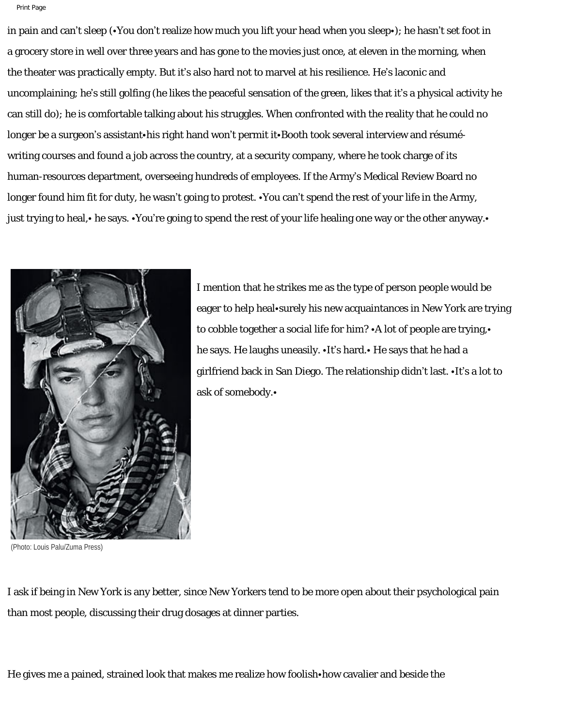in pain and can't sleep (•You don't realize how much you lift your head when you sleep•); he hasn't set foot in a grocery store in well over three years and has gone to the movies just once, at eleven in the morning, when the theater was practically empty. But it's also hard not to marvel at his resilience. He's laconic and uncomplaining; he's still golfing (he likes the peaceful sensation of the green, likes that it's a physical activity he can still do); he is comfortable talking about his struggles. When confronted with the reality that he could no longer be a surgeon's assistant•his right hand won't permit it•Booth took several interview and résumé-writing courses and found a job across the country, at a security company, where he took charge of its human-resources department, overseeing hundreds of employees. If the Army's Medical Review Board no longer found him fit for duty, he wasn't going to protest. •You can't spend the rest of your life in the Army, just trying to heal,• he says. •You're going to spend the rest of your life healing one way or the other anyway.•

(Photo: Louis Palu/Zuma Press)

I mention that he strikes me as the type of person people would be eager to help heal•surely his new acquaintances in New York are trying to cobble together a social life for him? •A lot of people are trying,• he says. He laughs uneasily. •It's hard.• He says that he had a girlfriend back in San Diego. The relationship didn't last. •It's a lot to ask of somebody.•

I ask if being in New York is any better, since New Yorkers tend to be more open about their psychological pain than most people, discussing their drug dosages at dinner parties.

He gives me a pained, strained look that makes me realize how foolish•how cavalier and beside the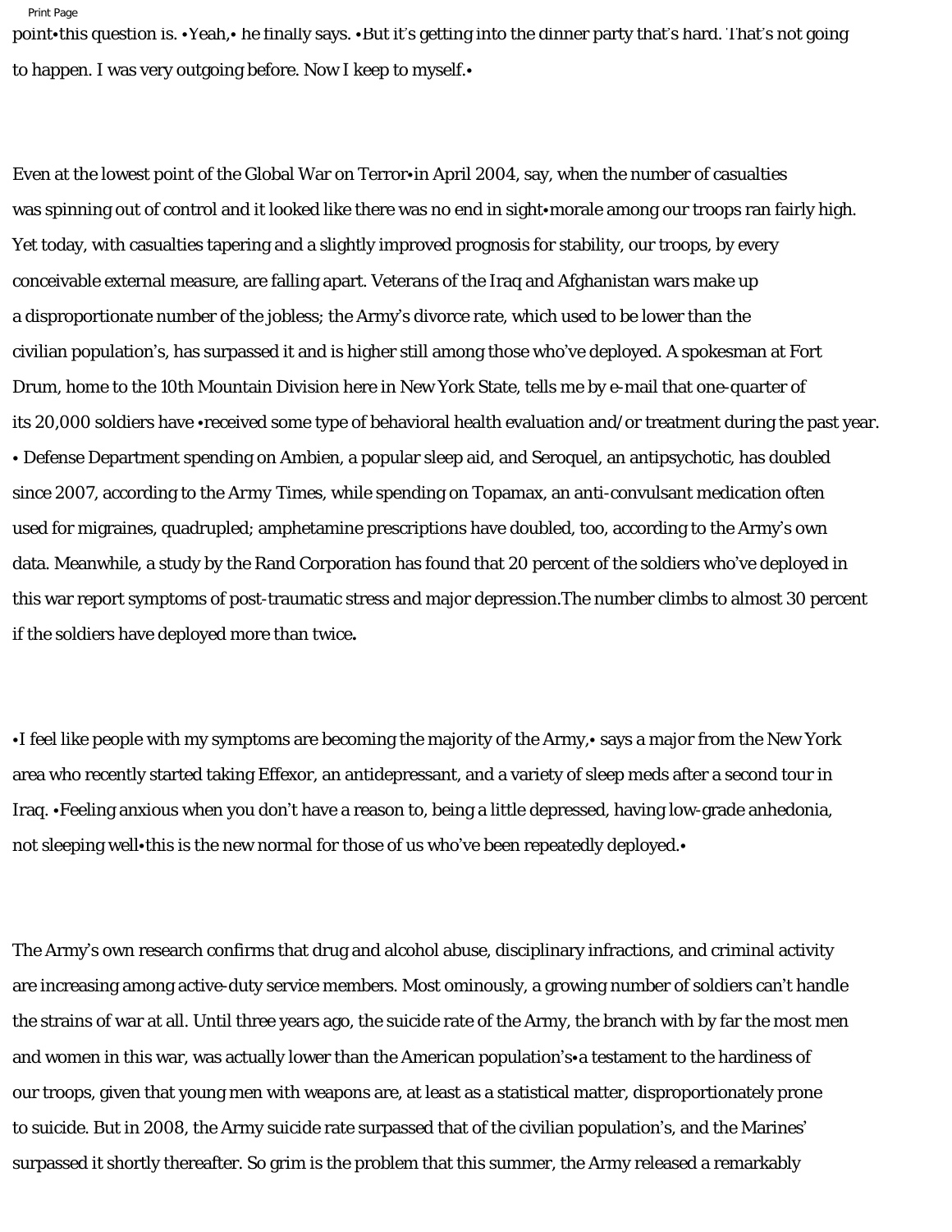point•this question is. •Yeah,• he finally says. •But it's getting into the dinner party that's hard. That's not going to happen. I was very outgoing before. Now I keep to myself.•

Even at the lowest point of the Global War on Terror•in April 2004, say, when the number of casualties was spinning out of control and it looked like there was no end in sight•morale among our troops ran fairly high. Yet today, with casualties tapering and a slightly improved prognosis for stability, our troops, by every conceivable external measure, are falling apart. Veterans of the Iraq and Afghanistan wars make up a disproportionate number of the jobless; the Army's divorce rate, which used to be lower than the civilian population's, has surpassed it and is higher still among those who've deployed. A spokesman at Fort Drum, home to the 10th Mountain Division here in New York State, tells me by e-mail that one-quarter of its 20,000 soldiers have •received some type of behavioral health evaluation and/or treatment during the past year. • Defense Department spending on Ambien, a popular sleep aid, and Seroquel, an antipsychotic, has doubled since 2007, according to the Army Times, while spending on Topamax, an anti-convulsant medication often used for migraines, quadrupled; amphetamine prescriptions have doubled, too, according to the Army's own data. Meanwhile, a study by the Rand Corporation has found that 20 percent of the soldiers who've deployed in this war report symptoms of post-traumatic stress and major depression.The number climbs to almost 30 percent if the soldiers have deployed more than twice**.**

•I feel like people with my symptoms are becoming the majority of the Army,• says a major from the New York area who recently started taking Effexor, an antidepressant, and a variety of sleep meds after a second tour in Iraq. •Feeling anxious when you don't have a reason to, being a little depressed, having low-grade anhedonia, not sleeping well•this is the new normal for those of us who've been repeatedly deployed.•

The Army's own research confirms that drug and alcohol abuse, disciplinary infractions, and criminal activity are increasing among active-duty service members. Most ominously, a growing number of soldiers can't handle the strains of war at all. Until three years ago, the suicide rate of the Army, the branch with by far the most men and women in this war, was actually lower than the American population's•a testament to the hardiness of our troops, given that young men with weapons are, at least as a statistical matter, disproportionately prone to suicide. But in 2008, the Army suicide rate surpassed that of the civilian population's, and the Marines' surpassed it shortly thereafter. So grim is the problem that this summer, the Army released a remarkably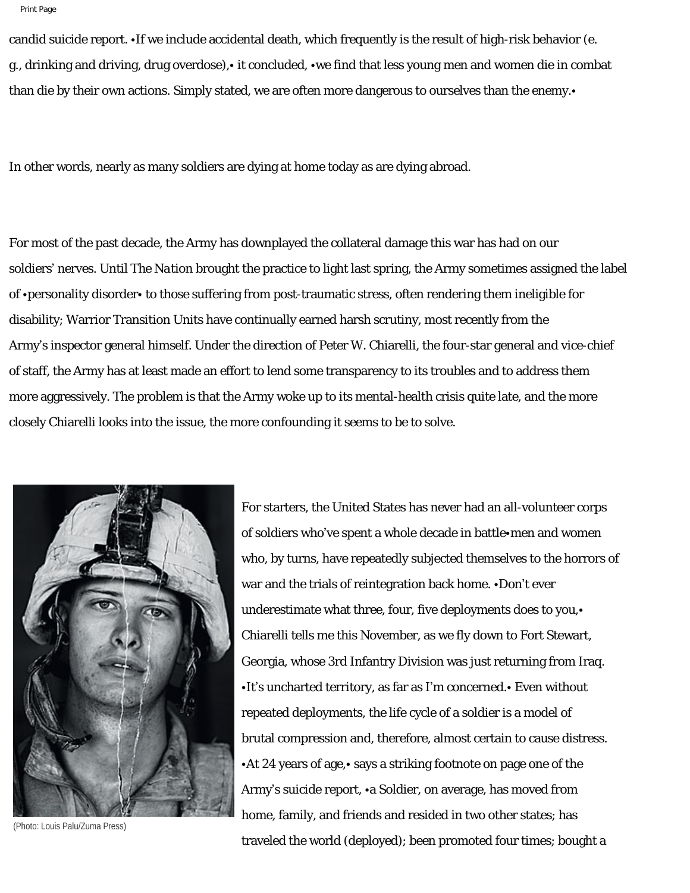candid suicide report. •If we include accidental death, which frequently is the result of high-risk behavior (e. g., drinking and driving, drug overdose),• it concluded, •we find that less young men and women die in combat than die by their own actions. Simply stated, we are often more dangerous to ourselves than the enemy.•

In other words, nearly as many soldiers are dying at home today as are dying abroad.

For most of the past decade, the Army has downplayed the collateral damage this war has had on our soldiers' nerves. Until *The Nation* brought the practice to light last spring, the Army sometimes assigned the label of •personality disorder• to those suffering from post-traumatic stress, often rendering them ineligible for disability; Warrior Transition Units have continually earned harsh scrutiny, most recently from the Army's inspector general himself. Under the direction of Peter W. Chiarelli, the four-star general and vice-chief of staff, the Army has at least made an effort to lend some transparency to its troubles and to address them more aggressively. The problem is that the Army woke up to its mental-health crisis quite late, and the more closely Chiarelli looks into the issue, the more confounding it seems to be to solve.

(Photo: Louis Palu/Zuma Press)

For starters, the United States has never had an all-volunteer corps of soldiers who've spent a whole decade in battle•men and women who, by turns, have repeatedly subjected themselves to the horrors of war and the trials of reintegration back home. •Don't ever underestimate what three, four, five deployments does to you,• Chiarelli tells me this November, as we fly down to Fort Stewart, Georgia, whose 3rd Infantry Division was just returning from Iraq. •It's uncharted territory, as far as I'm concerned.• Even without repeated deployments, the life cycle of a soldier is a model of brutal compression and, therefore, almost certain to cause distress. •At 24 years of age,• says a striking footnote on page one of the Army's suicide report, •a Soldier, on average, has moved from home, family, and friends and resided in two other states; has traveled the world (deployed); been promoted four times; bought a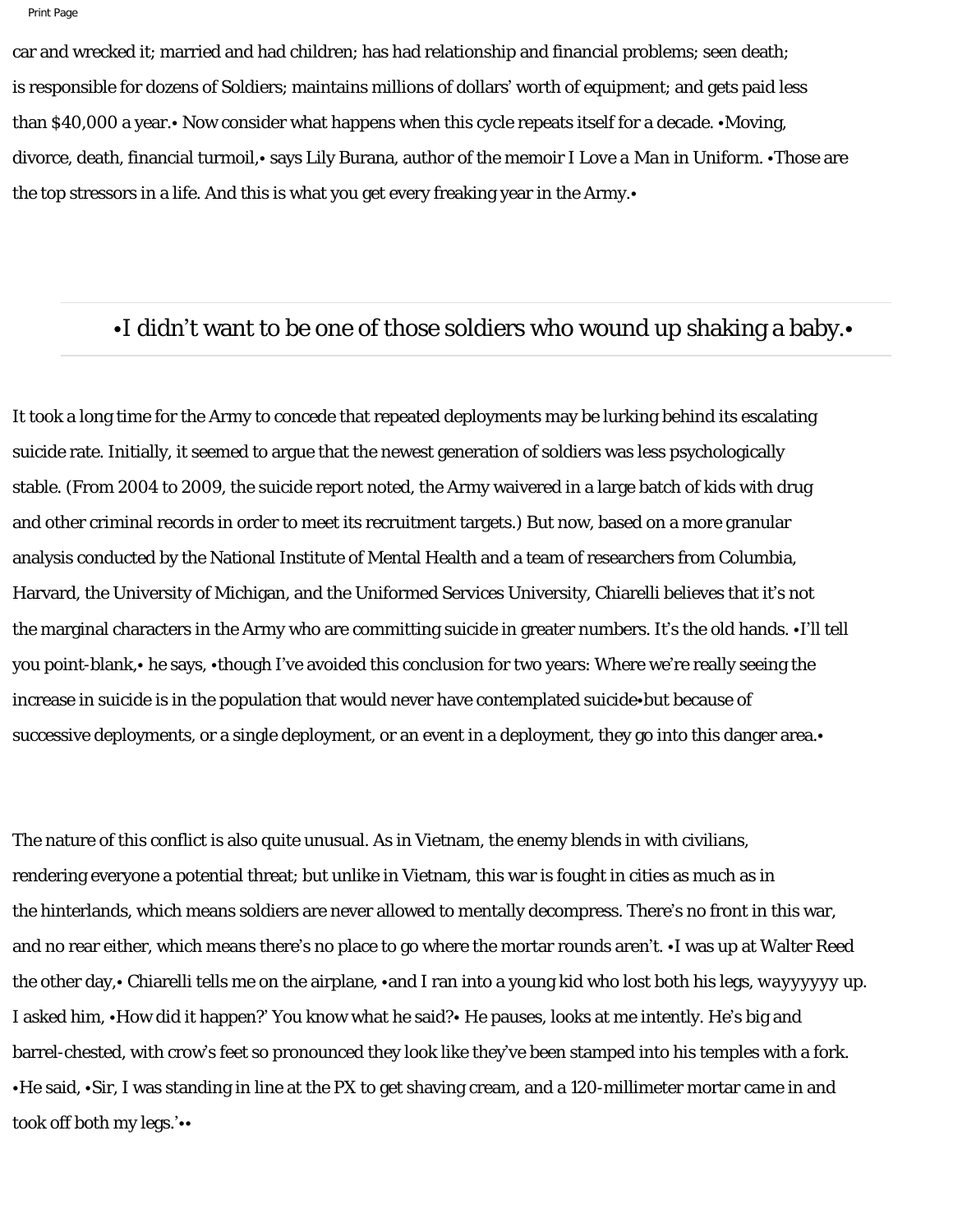car and wrecked it; married and had children; has had relationship and financial problems; seen death; is responsible for dozens of Soldiers; maintains millions of dollars' worth of equipment; and gets paid less than $40,000 a year.• Now consider what happens when this cycle repeats itself for a decade. •Moving, divorce, death, financial turmoil,• says Lily Burana, author of the memoir *I Love a Man in Uniform*. •Those are the top stressors in a life. And this is what you get every freaking year in the Army.•

> •I didn't want to be one of those soldiers who wound up shaking a baby.•

It took a long time for the Army to concede that repeated deployments may be lurking behind its escalating suicide rate. Initially, it seemed to argue that the newest generation of soldiers was less psychologically stable. (From 2004 to 2009, the suicide report noted, the Army waivered in a large batch of kids with drug and other criminal records in order to meet its recruitment targets.) But now, based on a more granular analysis conducted by the National Institute of Mental Health and a team of researchers from Columbia, Harvard, the University of Michigan, and the Uniformed Services University, Chiarelli believes that it's not the marginal characters in the Army who are committing suicide in greater numbers. It's the old hands. •I'll tell you point-blank,• he says, •though I've avoided this conclusion for two years: Where we're really seeing the increase in suicide is in the population that would never have contemplated suicide•but because of successive deployments, or a single deployment, or an event in a deployment, they go into this danger area.•

The nature of this conflict is also quite unusual. As in Vietnam, the enemy blends in with civilians, rendering everyone a potential threat; but unlike in Vietnam, this war is fought in cities as much as in the hinterlands, which means soldiers are never allowed to mentally decompress. There's no front in this war, and no rear either, which means there's no place to go where the mortar rounds aren't. •I was up at Walter Reed the other day,• Chiarelli tells me on the airplane, •and I ran into a young kid who lost both his legs, *wayyyyyy* up. I asked him, •How did it happen?' You know what he said?• He pauses, looks at me intently. He's big and barrel-chested, with crow's feet so pronounced they look like they've been stamped into his temples with a fork. •He said, •Sir, I was standing in line at the PX to get shaving cream, and a 120-millimeter mortar came in and took off both my legs.'••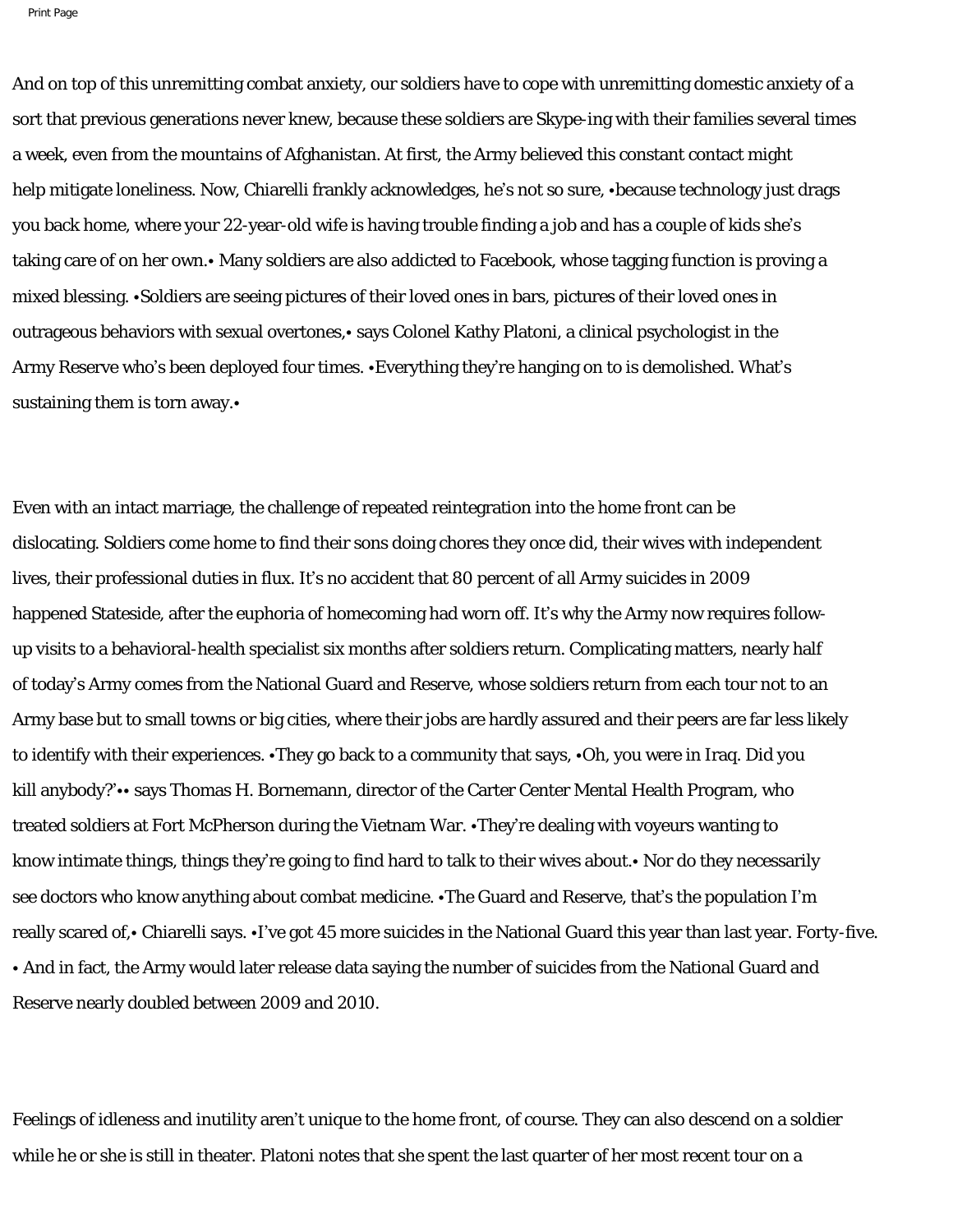And on top of this unremitting combat anxiety, our soldiers have to cope with unremitting domestic anxiety of a sort that previous generations never knew, because these soldiers are Skype-ing with their families several times a week, even from the mountains of Afghanistan. At first, the Army believed this constant contact might help mitigate loneliness. Now, Chiarelli frankly acknowledges, he's not so sure, •because technology just drags you back home, where your 22-year-old wife is having trouble finding a job and has a couple of kids she's taking care of on her own.• Many soldiers are also addicted to Facebook, whose tagging function is proving a mixed blessing. •Soldiers are seeing pictures of their loved ones in bars, pictures of their loved ones in outrageous behaviors with sexual overtones,• says Colonel Kathy Platoni, a clinical psychologist in the Army Reserve who's been deployed four times. •Everything they're hanging on to is demolished. What's sustaining them is torn away.•

Even with an intact marriage, the challenge of repeated reintegration into the home front can be dislocating. Soldiers come home to find their sons doing chores they once did, their wives with independent lives, their professional duties in flux. It's no accident that 80 percent of all Army suicides in 2009 happened Stateside, after the euphoria of homecoming had worn off. It's why the Army now requires follow-up visits to a behavioral-health specialist six months after soldiers return. Complicating matters, nearly half of today's Army comes from the National Guard and Reserve, whose soldiers return from each tour not to an Army base but to small towns or big cities, where their jobs are hardly assured and their peers are far less likely to identify with their experiences. •They go back to a community that says, •Oh, you were in Iraq. Did you kill anybody?'•• says Thomas H. Bornemann, director of the Carter Center Mental Health Program, who treated soldiers at Fort McPherson during the Vietnam War. •They're dealing with voyeurs wanting to know intimate things, things they're going to find hard to talk to their wives about.• Nor do they necessarily see doctors who know anything about combat medicine. •The Guard and Reserve, that's the population I'm really scared of,• Chiarelli says. •I've got 45 more suicides in the National Guard this year than last year. Forty-five. • And in fact, the Army would later release data saying the number of suicides from the National Guard and Reserve nearly doubled between 2009 and 2010.

Feelings of idleness and inutility aren't unique to the home front, of course. They can also descend on a soldier while he or she is still in theater. Platoni notes that she spent the last quarter of her most recent tour on a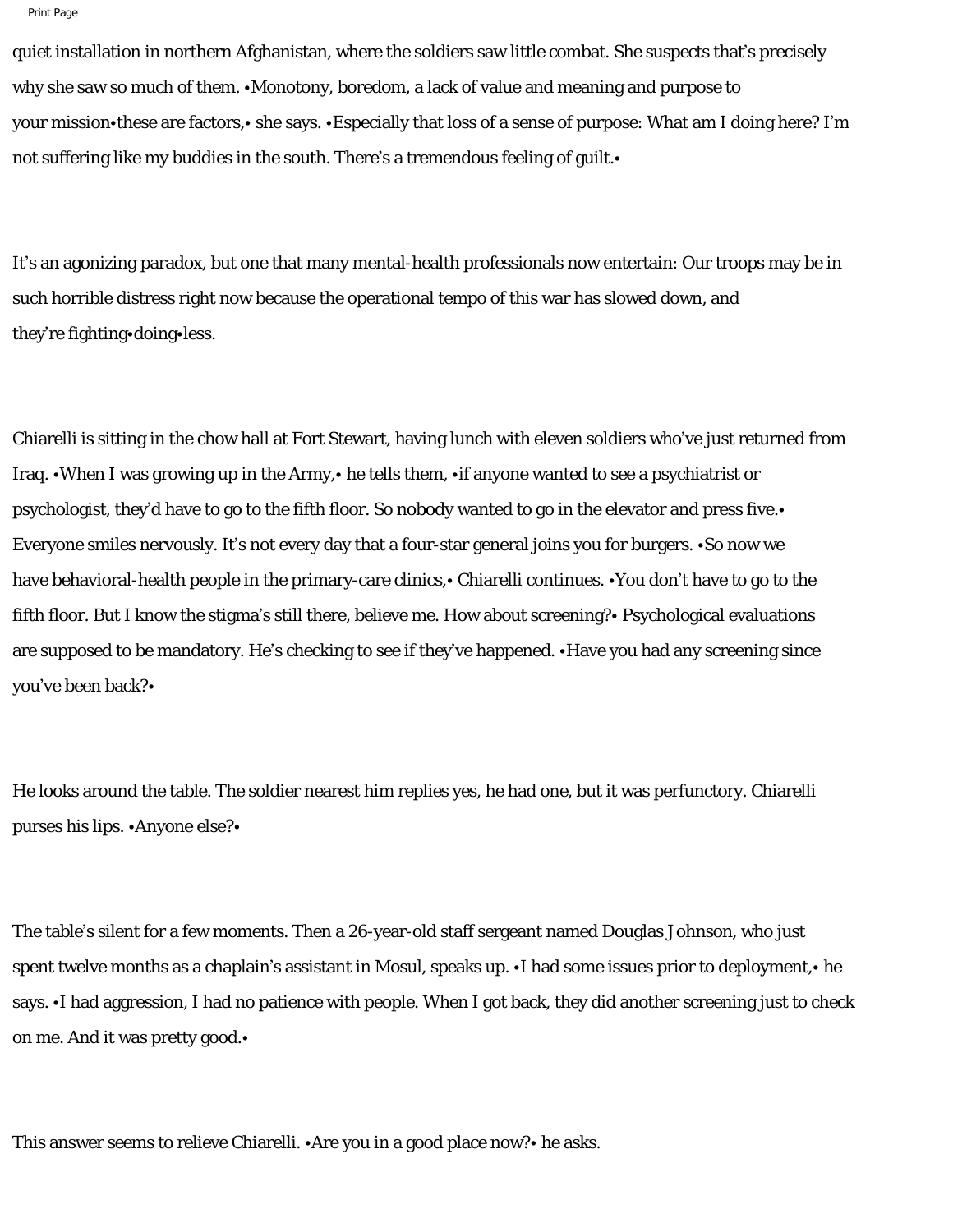quiet installation in northern Afghanistan, where the soldiers saw little combat. She suspects that's precisely why she saw so much of them. •Monotony, boredom, a lack of value and meaning and purpose to your mission•these are factors,• she says. •Especially that loss of a sense of purpose: What am I doing here? I'm not suffering like my buddies in the south. There's a tremendous feeling of guilt.•

It's an agonizing paradox, but one that many mental-health professionals now entertain: Our troops may be in such horrible distress right now because the operational tempo of this war has slowed down, and they're fighting•doing•less.

Chiarelli is sitting in the chow hall at Fort Stewart, having lunch with eleven soldiers who've just returned from Iraq. •When I was growing up in the Army,• he tells them, •if anyone wanted to see a psychiatrist or psychologist, they'd have to go to the fifth floor. So nobody wanted to go in the elevator and press five.• Everyone smiles nervously. It's not every day that a four-star general joins you for burgers. •So now we have behavioral-health people in the primary-care clinics,• Chiarelli continues. •You don't have to go to the fifth floor. But I know the stigma's still there, believe me. How about screening?• Psychological evaluations are supposed to be mandatory. He's checking to see if they've happened. •Have you had any screening since you've been back?•

He looks around the table. The soldier nearest him replies yes, he had one, but it was perfunctory. Chiarelli purses his lips. •Anyone else?•

The table's silent for a few moments. Then a 26-year-old staff sergeant named Douglas Johnson, who just spent twelve months as a chaplain's assistant in Mosul, speaks up. •I had some issues prior to deployment,• he says. •I had aggression, I had no patience with people. When I got back, they did another screening just to check on me. And it was pretty good.•

This answer seems to relieve Chiarelli. •Are you in a good place now?• he asks.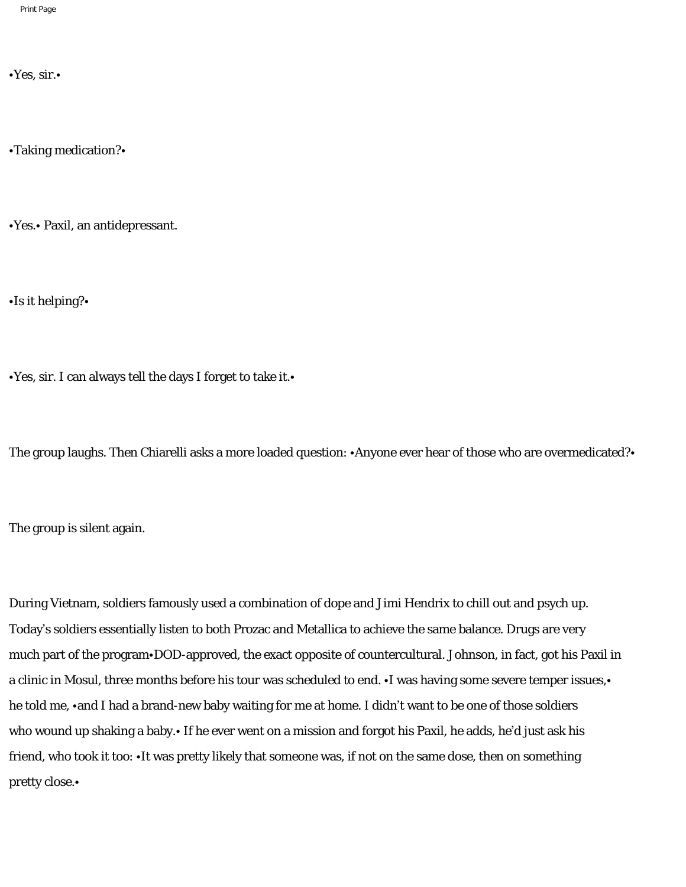•Yes, sir.•

•Taking medication?•

•Yes.• Paxil, an antidepressant.

•Is it helping?•

•Yes, sir. I can always tell the days I forget to take it.•

The group laughs. Then Chiarelli asks a more loaded question: •Anyone ever hear of those who are overmedicated?•

The group is silent again.

During Vietnam, soldiers famously used a combination of dope and Jimi Hendrix to chill out and psych up. Today's soldiers essentially listen to both Prozac and Metallica to achieve the same balance. Drugs are very much part of the program•DOD-approved, the exact opposite of countercultural. Johnson, in fact, got his Paxil in a clinic in Mosul, three months before his tour was scheduled to end. •I was having some severe temper issues,• he told me, •and I had a brand-new baby waiting for me at home. I didn't want to be one of those soldiers who wound up shaking a baby.• If he ever went on a mission and forgot his Paxil, he adds, he'd just ask his friend, who took it too: •It was pretty likely that someone was, if not on the same dose, then on something pretty close.•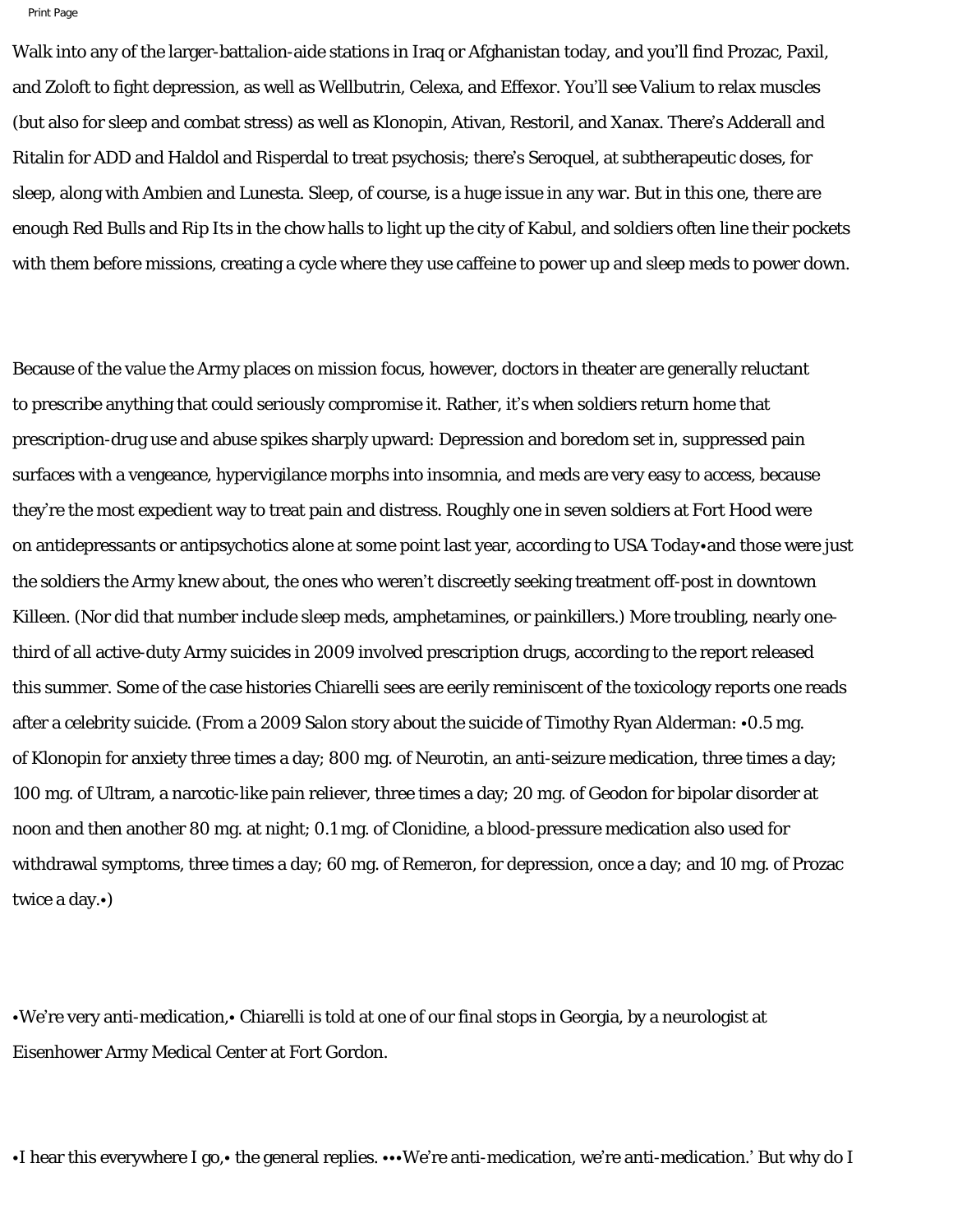Walk into any of the larger-battalion-aide stations in Iraq or Afghanistan today, and you'll find Prozac, Paxil, and Zoloft to fight depression, as well as Wellbutrin, Celexa, and Effexor. You'll see Valium to relax muscles (but also for sleep and combat stress) as well as Klonopin, Ativan, Restoril, and Xanax. There's Adderall and Ritalin for ADD and Haldol and Risperdal to treat psychosis; there's Seroquel, at subtherapeutic doses, for sleep, along with Ambien and Lunesta. Sleep, of course, is a huge issue in any war. But in this one, there are enough Red Bulls and Rip Its in the chow halls to light up the city of Kabul, and soldiers often line their pockets with them before missions, creating a cycle where they use caffeine to power up and sleep meds to power down.

Because of the value the Army places on mission focus, however, doctors in theater are generally reluctant to prescribe anything that could seriously compromise it. Rather, it's when soldiers return home that prescription-drug use and abuse spikes sharply upward: Depression and boredom set in, suppressed pain surfaces with a vengeance, hypervigilance morphs into insomnia, and meds are very easy to access, because they're the most expedient way to treat pain and distress. Roughly one in seven soldiers at Fort Hood were on antidepressants or antipsychotics alone at some point last year, according to *USA Today*•and those were just the soldiers the Army knew about, the ones who weren't discreetly seeking treatment off-post in downtown Killeen. (Nor did that number include sleep meds, amphetamines, or painkillers.) More troubling, nearly one-third of all active-duty Army suicides in 2009 involved prescription drugs, according to the report released this summer. Some of the case histories Chiarelli sees are eerily reminiscent of the toxicology reports one reads after a celebrity suicide. (From a 2009 Salon story about the suicide of Timothy Ryan Alderman: •0.5 mg. of Klonopin for anxiety three times a day; 800 mg. of Neurotin, an anti-seizure medication, three times a day; 100 mg. of Ultram, a narcotic-like pain reliever, three times a day; 20 mg. of Geodon for bipolar disorder at noon and then another 80 mg. at night; 0.1 mg. of Clonidine, a blood-pressure medication also used for withdrawal symptoms, three times a day; 60 mg. of Remeron, for depression, once a day; and 10 mg. of Prozac twice a day.•)

•We're very anti-medication,• Chiarelli is told at one of our final stops in Georgia, by a neurologist at Eisenhower Army Medical Center at Fort Gordon.

•I hear this everywhere I go,• the general replies. •••We're anti-medication, we're anti-medication.' But why do I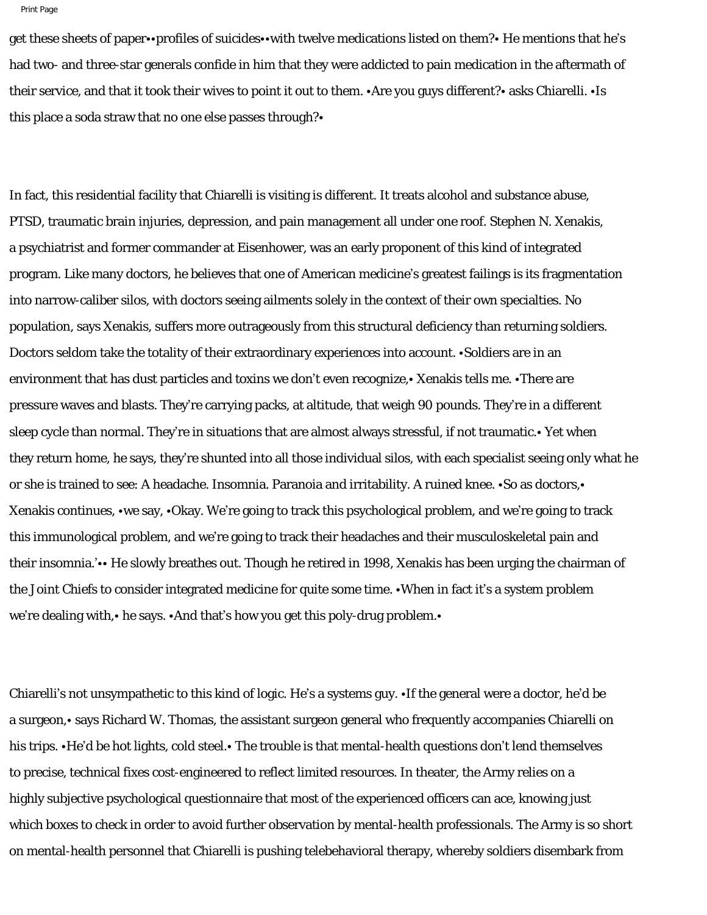get these sheets of paper••profiles of suicides••with twelve medications listed on them?• He mentions that he's had two- and three-star generals confide in him that they were addicted to pain medication in the aftermath of their service, and that it took their wives to point it out to them. •Are you guys different?• asks Chiarelli. •Is this place a soda straw that no one else passes through?•

In fact, this residential facility that Chiarelli is visiting is different. It treats alcohol and substance abuse, PTSD, traumatic brain injuries, depression, and pain management all under one roof. Stephen N. Xenakis, a psychiatrist and former commander at Eisenhower, was an early proponent of this kind of integrated program. Like many doctors, he believes that one of American medicine's greatest failings is its fragmentation into narrow-caliber silos, with doctors seeing ailments solely in the context of their own specialties. No population, says Xenakis, suffers more outrageously from this structural deficiency than returning soldiers. Doctors seldom take the totality of their extraordinary experiences into account. •Soldiers are in an environment that has dust particles and toxins we don't even recognize,• Xenakis tells me. •There are pressure waves and blasts. They're carrying packs, at altitude, that weigh 90 pounds. They're in a different sleep cycle than normal. They're in situations that are almost always stressful, if not traumatic.• Yet when they return home, he says, they're shunted into all those individual silos, with each specialist seeing only what he or she is trained to see: A headache. Insomnia. Paranoia and irritability. A ruined knee. •So as doctors,• Xenakis continues, •we say, •Okay. We're going to track this psychological problem, and we're going to track this immunological problem, and we're going to track their headaches and their musculoskeletal pain and their insomnia.'•• He slowly breathes out. Though he retired in 1998, Xenakis has been urging the chairman of the Joint Chiefs to consider integrated medicine for quite some time. •When in fact it's a system problem we're dealing with,• he says. •And that's how you get this poly-drug problem.•

Chiarelli's not unsympathetic to this kind of logic. He's a systems guy. •If the general were a doctor, he'd be a surgeon,• says Richard W. Thomas, the assistant surgeon general who frequently accompanies Chiarelli on his trips. •He'd be hot lights, cold steel.• The trouble is that mental-health questions don't lend themselves to precise, technical fixes cost-engineered to reflect limited resources. In theater, the Army relies on a highly subjective psychological questionnaire that most of the experienced officers can ace, knowing just which boxes to check in order to avoid further observation by mental-health professionals. The Army is so short on mental-health personnel that Chiarelli is pushing telebehavioral therapy, whereby soldiers disembark from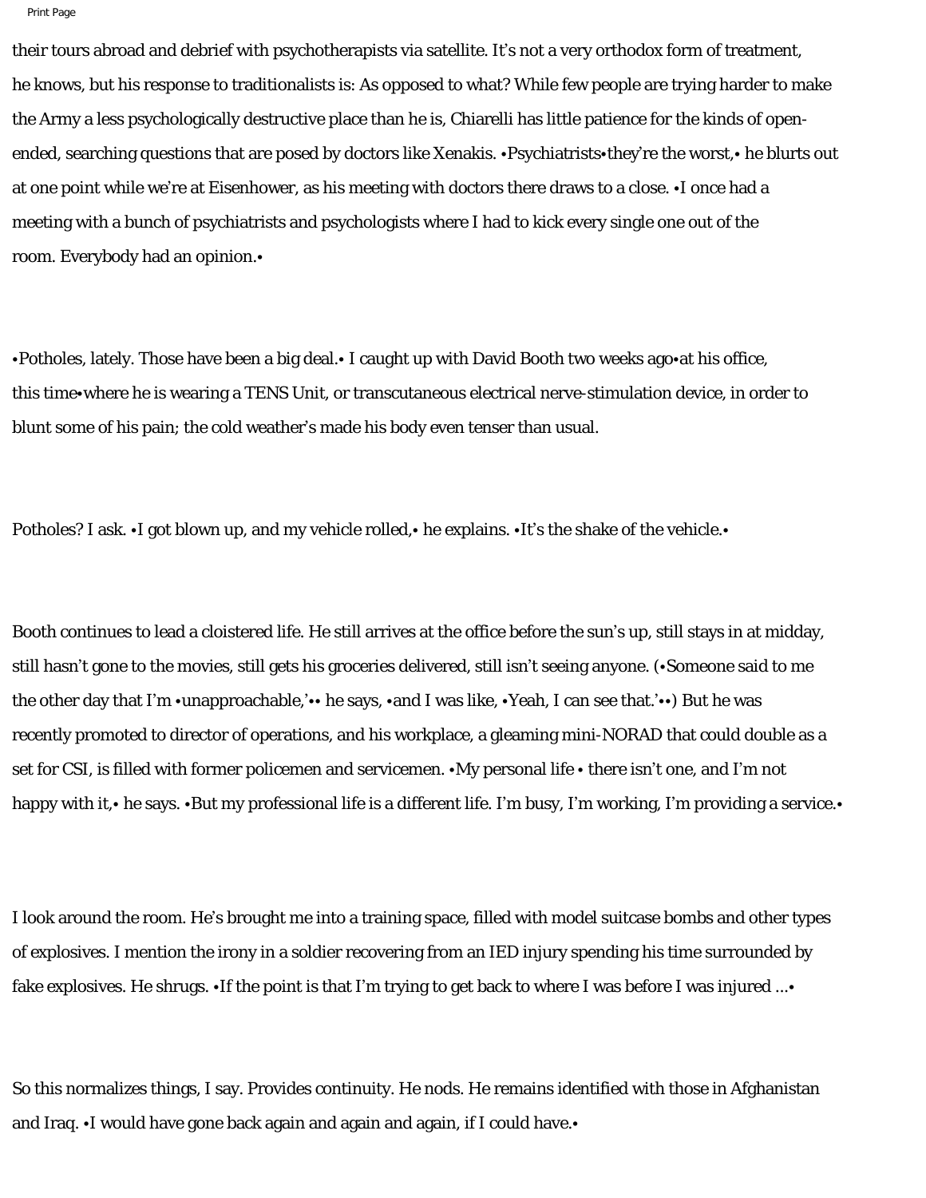their tours abroad and debrief with psychotherapists via satellite. It's not a very orthodox form of treatment, he knows, but his response to traditionalists is: As opposed to what? While few people are trying harder to make the Army a less psychologically destructive place than he is, Chiarelli has little patience for the kinds of open-ended, searching questions that are posed by doctors like Xenakis. •Psychiatrists•they're the worst,• he blurts out at one point while we're at Eisenhower, as his meeting with doctors there draws to a close. •I once had a meeting with a bunch of psychiatrists and psychologists where I had to kick every single one out of the room. Everybody had an opinion.•

•Potholes, lately. Those have been a big deal.• I caught up with David Booth two weeks ago•at his office, this time•where he is wearing a TENS Unit, or transcutaneous electrical nerve-stimulation device, in order to blunt some of his pain; the cold weather's made his body even tenser than usual.

Potholes? I ask. •I got blown up, and my vehicle rolled,• he explains. •It's the shake of the vehicle.•

Booth continues to lead a cloistered life. He still arrives at the office before the sun's up, still stays in at midday, still hasn't gone to the movies, still gets his groceries delivered, still isn't seeing anyone. (•Someone said to me the other day that I'm •unapproachable,'•• he says, •and I was like, •Yeah, I can see that.'••) But he was recently promoted to director of operations, and his workplace, a gleaming mini-NORAD that could double as a set for CSI, is filled with former policemen and servicemen. •My personal life • there isn't one, and I'm not happy with it,• he says. •But my professional life is a different life. I'm busy, I'm working, I'm providing a service.•

I look around the room. He's brought me into a training space, filled with model suitcase bombs and other types of explosives. I mention the irony in a soldier recovering from an IED injury spending his time surrounded by fake explosives. He shrugs. •If the point is that I'm trying to get back to where I was before I was injured ...•

So this normalizes things, I say. Provides continuity. He nods. He remains identified with those in Afghanistan and Iraq. •I would have gone back again and again and again, if I could have.•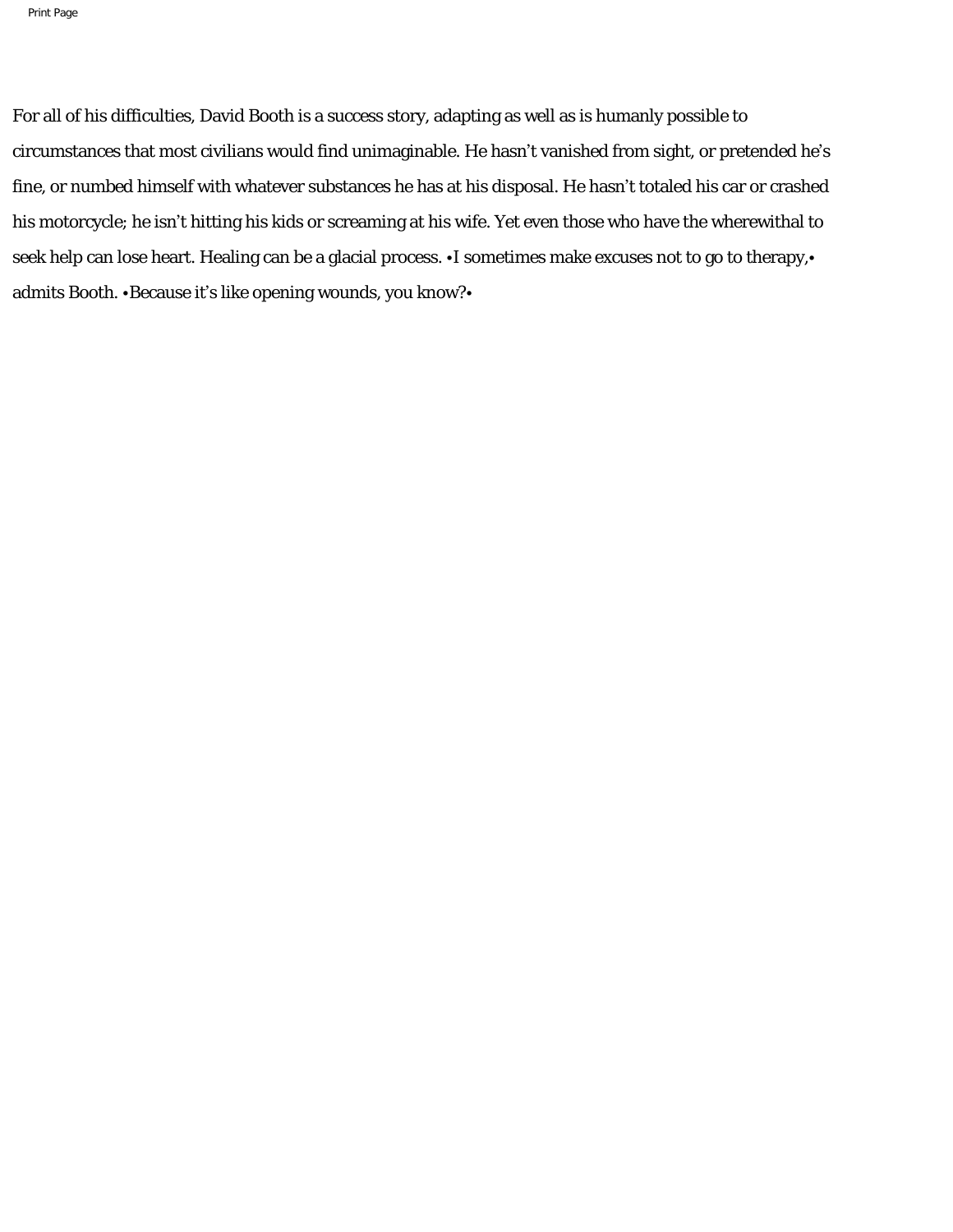For all of his difficulties, David Booth is a success story, adapting as well as is humanly possible to circumstances that most civilians would find unimaginable. He hasn't vanished from sight, or pretended he's fine, or numbed himself with whatever substances he has at his disposal. He hasn't totaled his car or crashed his motorcycle; he isn't hitting his kids or screaming at his wife. Yet even those who have the wherewithal to seek help can lose heart. Healing can be a glacial process. •I sometimes make excuses not to go to therapy,• admits Booth. •Because it's like opening wounds, you know?•